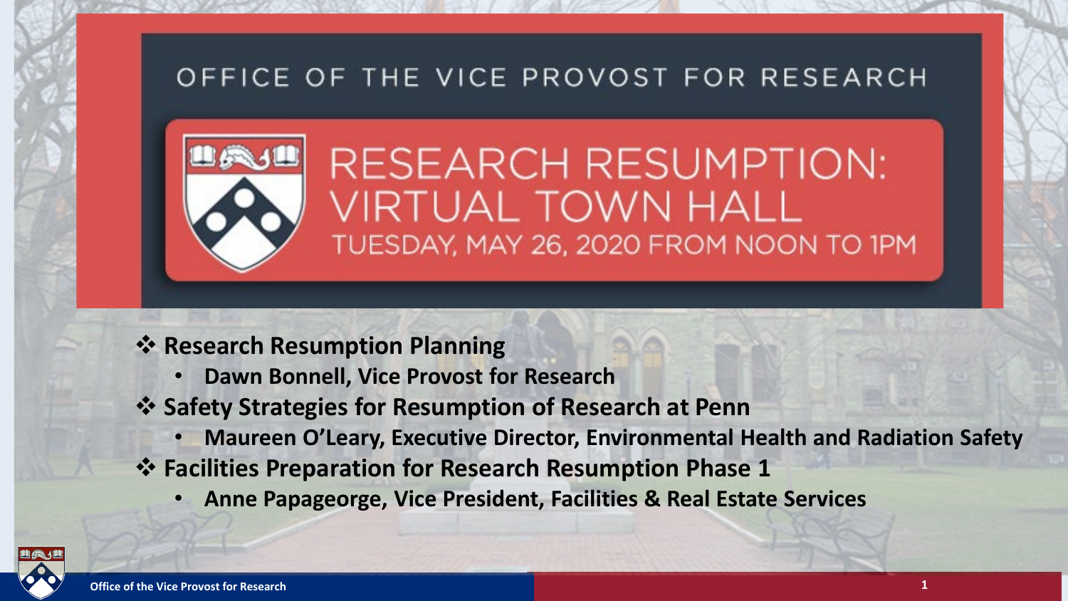OFFICE OF THE VICE PROVOST FOR RESEARCH

# RESEARCH RESUMPTION: VIRTUAL TOWN HALL

TUESDAY, MAY 26, 2020 FROM NOON TO 1PM

- **Research Resumption Planning**
  - **Dawn Bonnell, Vice Provost for Research**
- **Safety Strategies for Resumption of Research at Penn**
  - **Maureen O'Leary, Executive Director, Environmental Health and Radiation Safety**
- **Facilities Preparation for Research Resumption Phase 1**
  - **Anne Papageorge, Vice President, Facilities & Real Estate Services**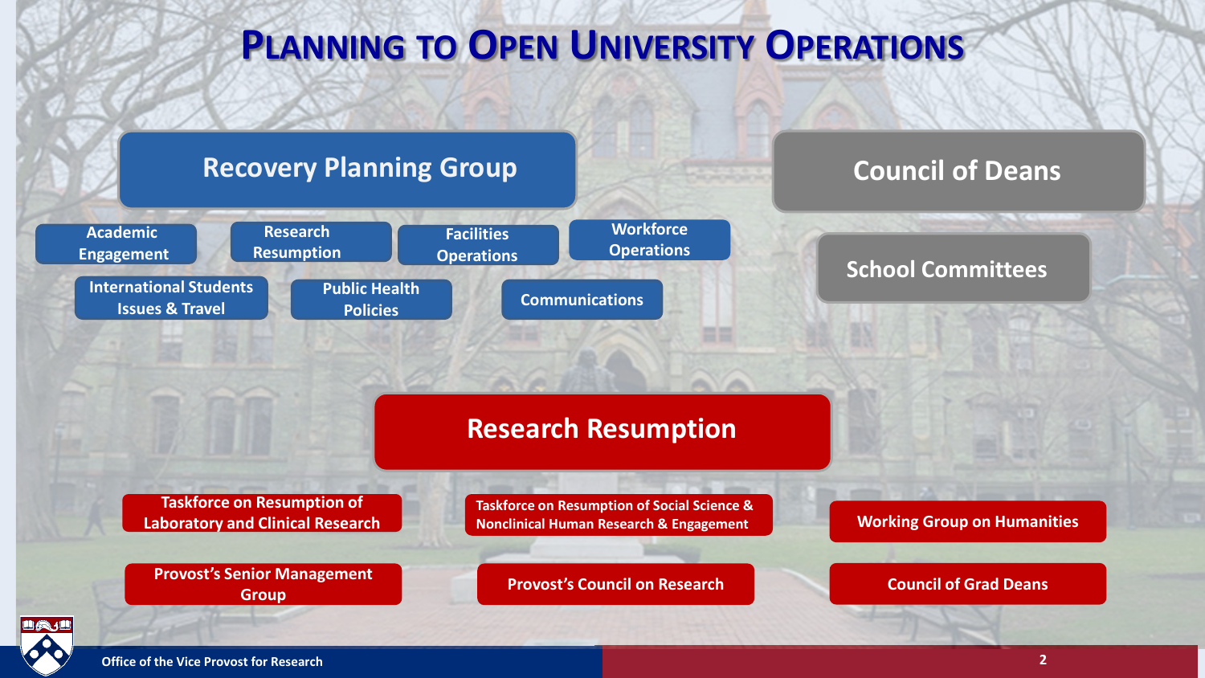# Planning to Open University Operations

## Recovery Planning Group

- Academic Engagement
- Research Resumption
- Facilities Operations
- Workforce Operations
- International Students Issues & Travel
- Public Health Policies
- Communications

## Council of Deans

- School Committees

## Research Resumption

- Taskforce on Resumption of Laboratory and Clinical Research
- Taskforce on Resumption of Social Science & Nonclinical Human Research & Engagement
- Working Group on Humanities
- Provost's Senior Management Group
- Provost's Council on Research
- Council of Grad Deans

Office of the Vice Provost for Research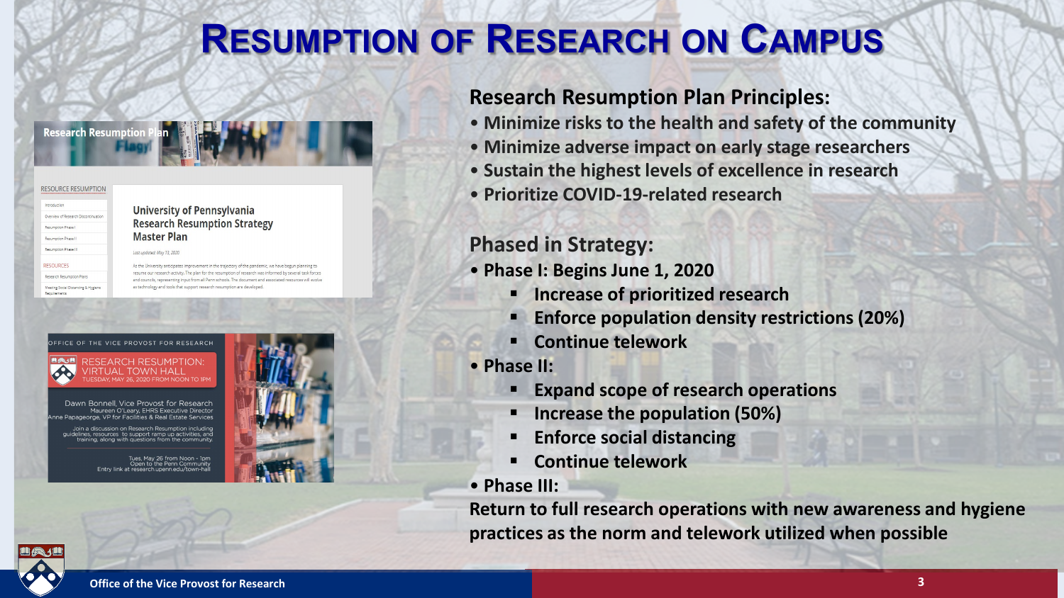# Resumption of Research on Campus

## Research Resumption Plan Principles:

- Minimize risks to the health and safety of the community
- Minimize adverse impact on early stage researchers
- Sustain the highest levels of excellence in research
- Prioritize COVID-19-related research

## Phased in Strategy:

- Phase I: Begins June 1, 2020
  - Increase of prioritized research
  - Enforce population density restrictions (20%)
  - Continue telework
- Phase II:
  - Expand scope of research operations
  - Increase the population (50%)
  - Enforce social distancing
  - Continue telework
- Phase III:

Return to full research operations with new awareness and hygiene practices as the norm and telework utilized when possible

Research Resumption Plan

University of Pennsylvania Research Resumption Strategy Master Plan

Office of the Vice Provost for Research

RESEARCH RESUMPTION: VIRTUAL TOWN HALL
TUESDAY, MAY 26, 2020 FROM NOON TO 1PM

Dawn Bonnell, Vice Provost for Research
Maureen O'Leary, EHRS Executive Director
Anne Papageorge, VP for Facilities & Real Estate Services

Join a discussion on Research Resumption including guidelines, resources to support ramp up activities, and training, along with questions from the community.

Tues, May 26 from Noon - 1pm
Open to the Penn Community
Entry link at research.upenn.edu/town-hall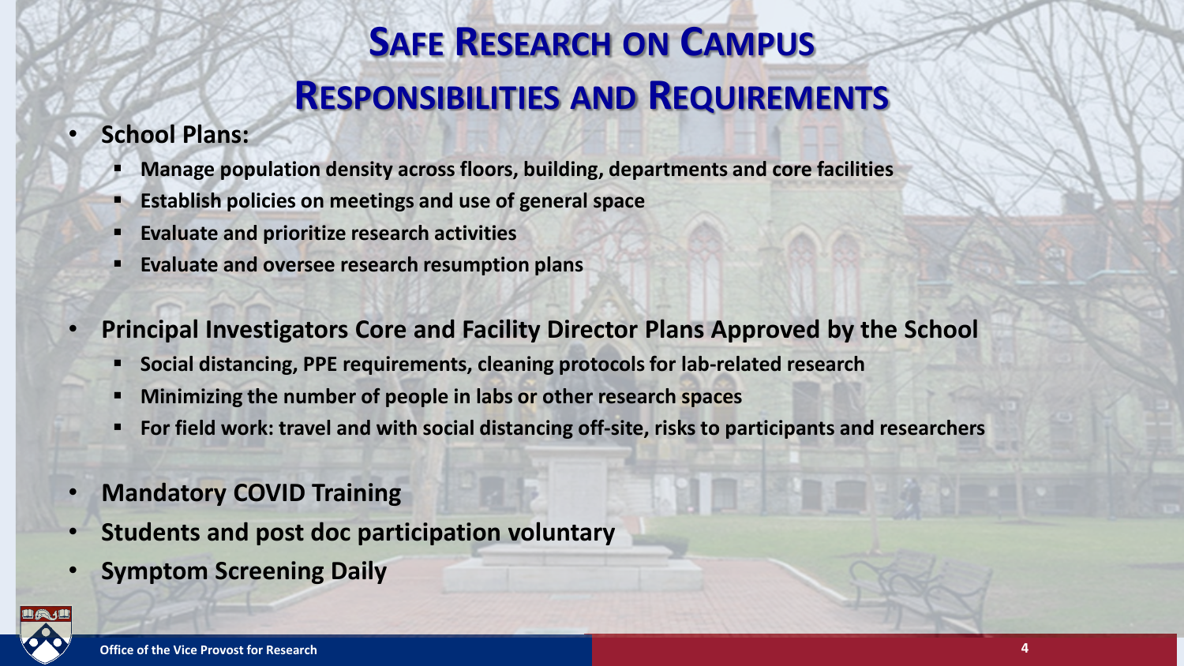# Safe Research on Campus

## Responsibilities and Requirements

- **School Plans:**
  - **Manage population density across floors, building, departments and core facilities**
  - **Establish policies on meetings and use of general space**
  - **Evaluate and prioritize research activities**
  - **Evaluate and oversee research resumption plans**

- **Principal Investigators Core and Facility Director Plans Approved by the School**
  - **Social distancing, PPE requirements, cleaning protocols for lab-related research**
  - **Minimizing the number of people in labs or other research spaces**
  - **For field work: travel and with social distancing off-site, risks to participants and researchers**

- **Mandatory COVID Training**
- **Students and post doc participation voluntary**
- **Symptom Screening Daily**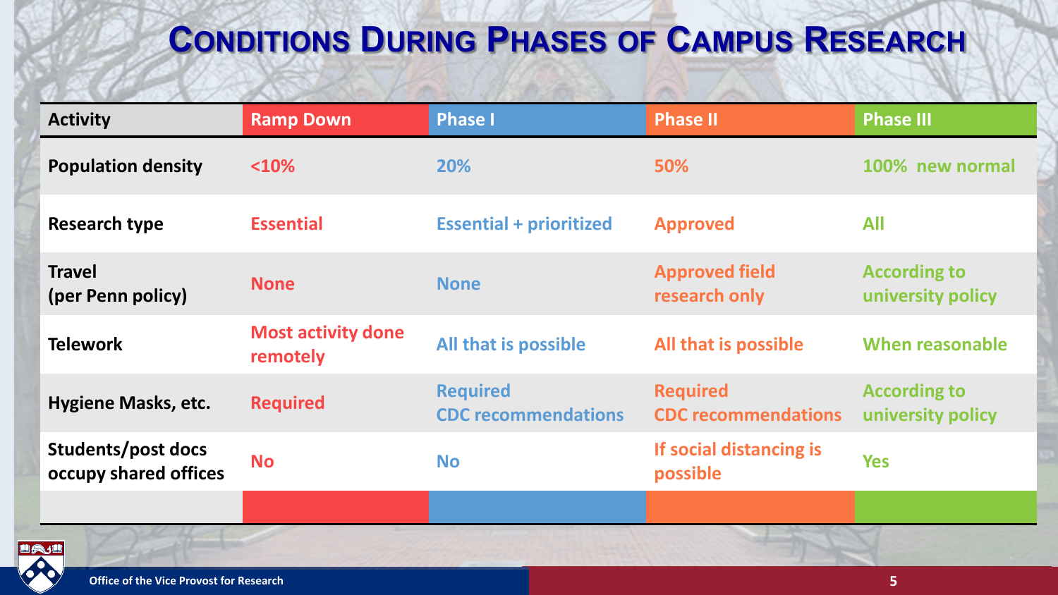# Conditions During Phases of Campus Research

| Activity | Ramp Down | Phase I | Phase II | Phase III |
|---|---|---|---|---|
| Population density | <10% | 20% | 50% | 100% new normal |
| Research type | Essential | Essential + prioritized | Approved | All |
| Travel (per Penn policy) | None | None | Approved field research only | According to university policy |
| Telework | Most activity done remotely | All that is possible | All that is possible | When reasonable |
| Hygiene Masks, etc. | Required | Required CDC recommendations | Required CDC recommendations | According to university policy |
| Students/post docs occupy shared offices | No | No | If social distancing is possible | Yes |

Office of the Vice Provost for Research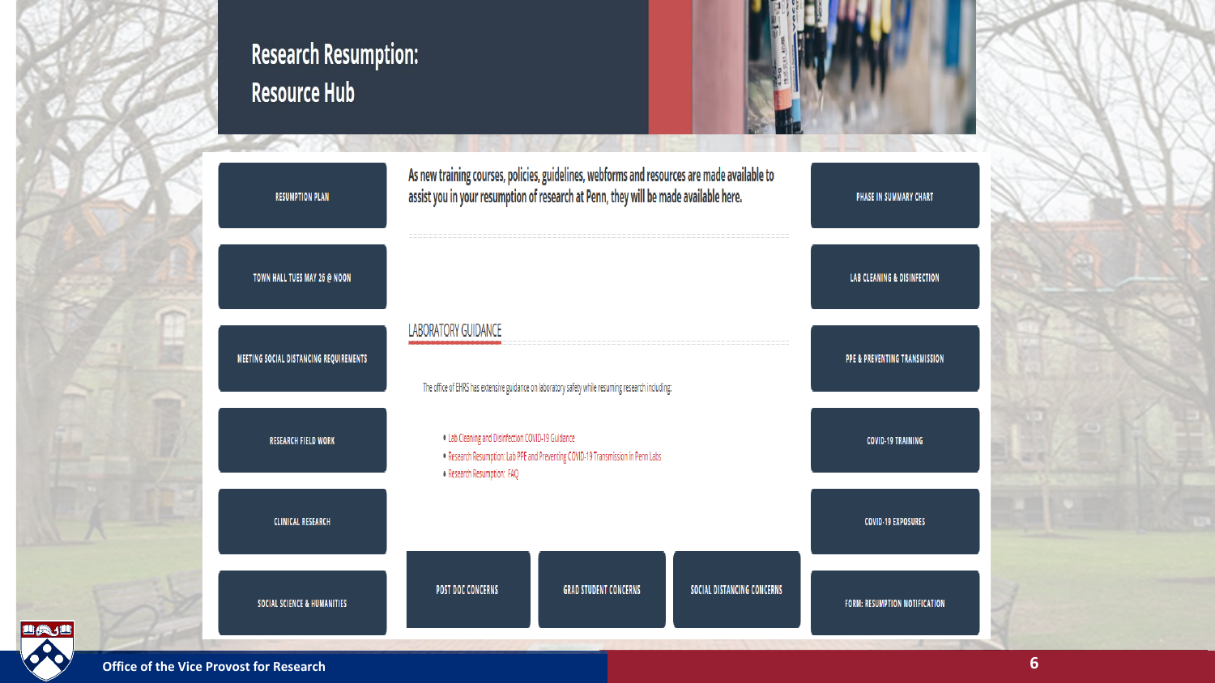# Research Resumption: Resource Hub

As new training courses, policies, guidelines, webforms and resources are made available to assist you in your resumption of research at Penn, they will be made available here.

- RESUMPTION PLAN
- TOWN HALL TUES MAY 26 @ NOON
- MEETING SOCIAL DISTANCING REQUIREMENTS
- RESEARCH FIELD WORK
- CLINICAL RESEARCH
- SOCIAL SCIENCE & HUMANITIES

## LABORATORY GUIDANCE

The office of EHRS has extensive guidance on laboratory safety while resuming research including:

- Lab Cleaning and Disinfection COVID-19 Guidance
- Research Resumption: Lab PPE and Preventing COVID-19 Transmission in Penn Labs
- Research Resumption: FAQ

- POST DOC CONCERNS
- GRAD STUDENT CONCERNS
- SOCIAL DISTANCING CONCERNS

- PHASE IN SUMMARY CHART
- LAB CLEANING & DISINFECTION
- PPE & PREVENTING TRANSMISSION
- COVID-19 TRAINING
- COVID-19 EXPOSURES
- FORM: RESUMPTION NOTIFICATION

Office of the Vice Provost for Research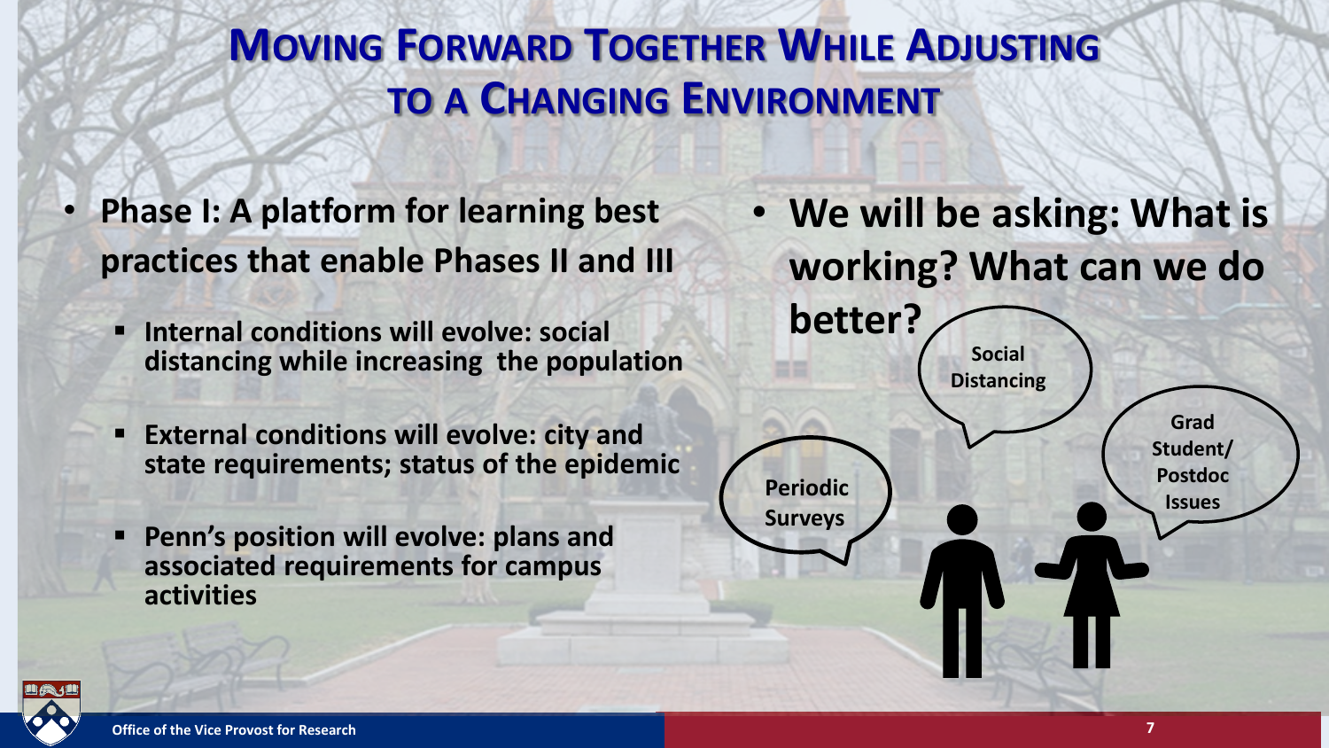# Moving Forward Together While Adjusting to a Changing Environment

- **Phase I: A platform for learning best practices that enable Phases II and III**
  - **Internal conditions will evolve: social distancing while increasing the population**
  - **External conditions will evolve: city and state requirements; status of the epidemic**
  - **Penn's position will evolve: plans and associated requirements for campus activities**

- **We will be asking: What is working? What can we do better?**

Social Distancing

Periodic Surveys

Grad Student/ Postdoc Issues

Office of the Vice Provost for Research